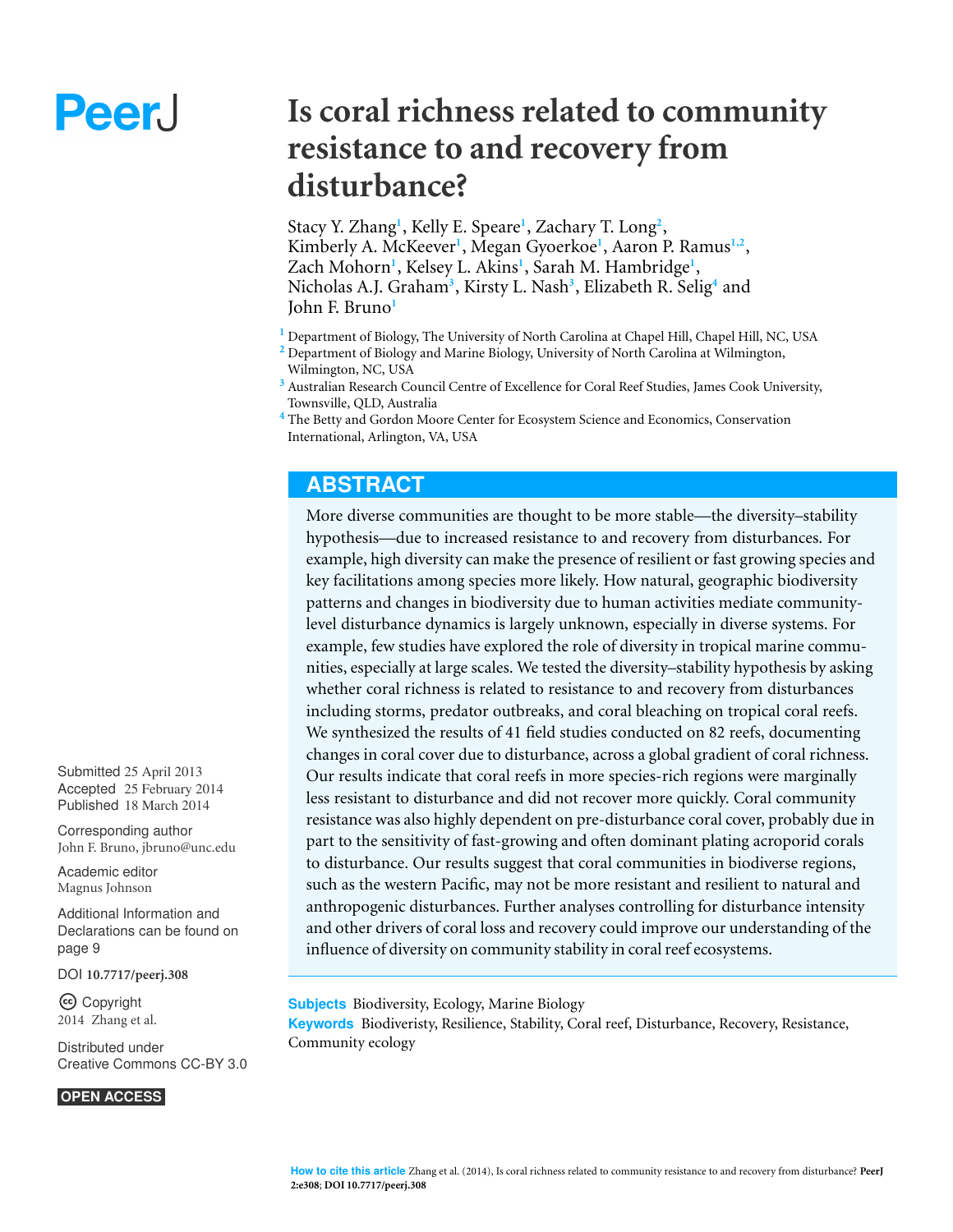# Is coral richness related to community resistance to and recovery from disturbance?

Stacy Y. Zhang[1], Kelly E. Speare[1], Zachary T. Long[2], Kimberly A. McKeever[1], Megan Gyoerkoe[1], Aaron P. Ramus[1,2], Zach Mohorn[1], Kelsey L. Akins[1], Sarah M. Hambridge[1], Nicholas A.J. Graham[3], Kirsty L. Nash[3], Elizabeth R. Selig[4] and John F. Bruno[1]

[1] Department of Biology, The University of North Carolina at Chapel Hill, Chapel Hill, NC, USA
[2] Department of Biology and Marine Biology, University of North Carolina at Wilmington, Wilmington, NC, USA
[3] Australian Research Council Centre of Excellence for Coral Reef Studies, James Cook University, Townsville, QLD, Australia
[4] The Betty and Gordon Moore Center for Ecosystem Science and Economics, Conservation International, Arlington, VA, USA

## ABSTRACT

More diverse communities are thought to be more stable—the diversity–stability hypothesis—due to increased resistance to and recovery from disturbances. For example, high diversity can make the presence of resilient or fast growing species and key facilitations among species more likely. How natural, geographic biodiversity patterns and changes in biodiversity due to human activities mediate community-level disturbance dynamics is largely unknown, especially in diverse systems. For example, few studies have explored the role of diversity in tropical marine communities, especially at large scales. We tested the diversity–stability hypothesis by asking whether coral richness is related to resistance to and recovery from disturbances including storms, predator outbreaks, and coral bleaching on tropical coral reefs. We synthesized the results of 41 field studies conducted on 82 reefs, documenting changes in coral cover due to disturbance, across a global gradient of coral richness. Our results indicate that coral reefs in more species-rich regions were marginally less resistant to disturbance and did not recover more quickly. Coral community resistance was also highly dependent on pre-disturbance coral cover, probably due in part to the sensitivity of fast-growing and often dominant plating acroporid corals to disturbance. Our results suggest that coral communities in biodiverse regions, such as the western Pacific, may not be more resistant and resilient to natural and anthropogenic disturbances. Further analyses controlling for disturbance intensity and other drivers of coral loss and recovery could improve our understanding of the influence of diversity on community stability in coral reef ecosystems.

**Subjects** Biodiversity, Ecology, Marine Biology
**Keywords** Biodiveristy, Resilience, Stability, Coral reef, Disturbance, Recovery, Resistance, Community ecology

Submitted 25 April 2013
Accepted 25 February 2014
Published 18 March 2014

Corresponding author
John F. Bruno, jbruno@unc.edu

Academic editor
Magnus Johnson

Additional Information and Declarations can be found on page 9

DOI 10.7717/peerj.308

Copyright
2014 Zhang et al.

Distributed under
Creative Commons CC-BY 3.0

OPEN ACCESS

**How to cite this article** Zhang et al. (2014), Is coral richness related to community resistance to and recovery from disturbance? **PeerJ 2:e308; DOI 10.7717/peerj.308**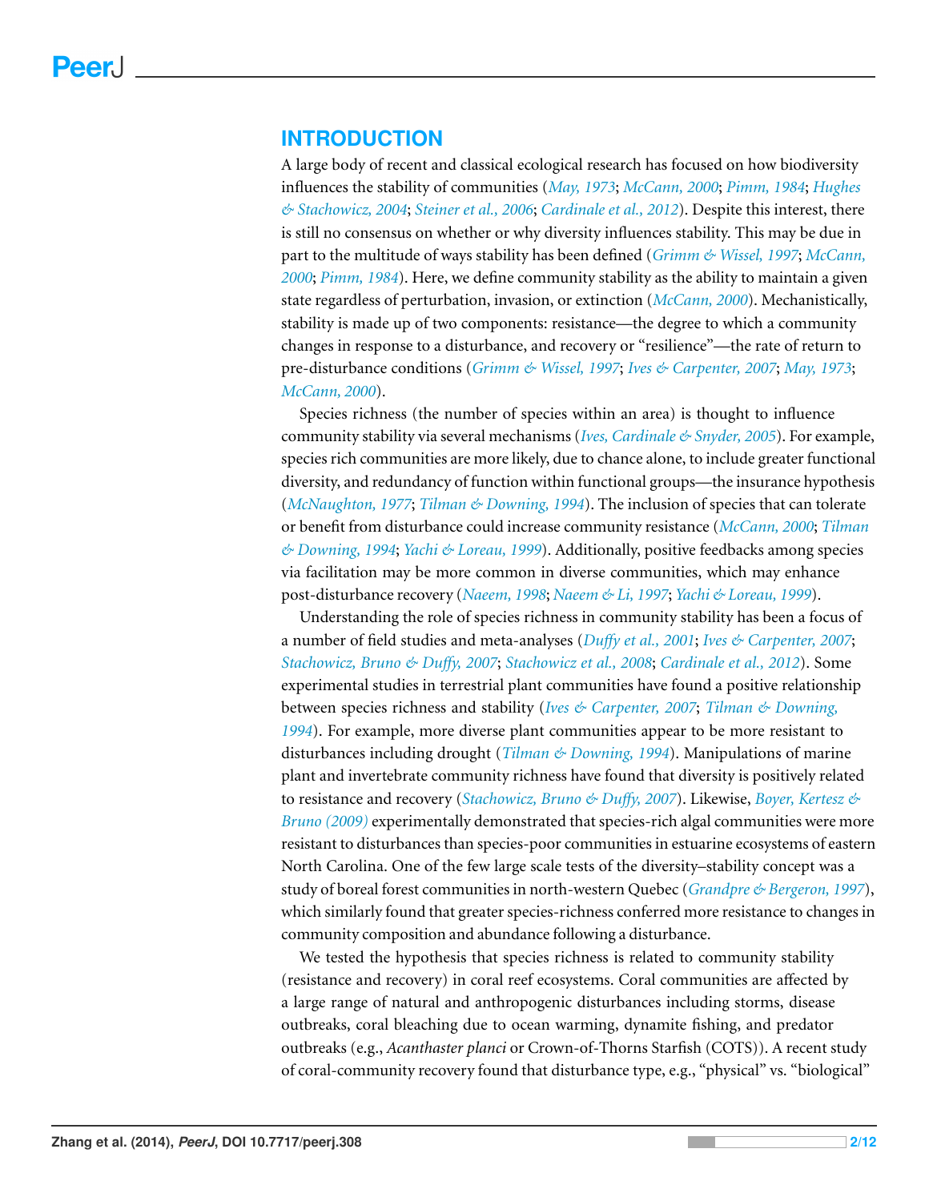## INTRODUCTION

A large body of recent and classical ecological research has focused on how biodiversity influences the stability of communities (*May, 1973*; *McCann, 2000*; *Pimm, 1984*; *Hughes & Stachowicz, 2004*; *Steiner et al., 2006*; *Cardinale et al., 2012*). Despite this interest, there is still no consensus on whether or why diversity influences stability. This may be due in part to the multitude of ways stability has been defined (*Grimm & Wissel, 1997*; *McCann, 2000*; *Pimm, 1984*). Here, we define community stability as the ability to maintain a given state regardless of perturbation, invasion, or extinction (*McCann, 2000*). Mechanistically, stability is made up of two components: resistance—the degree to which a community changes in response to a disturbance, and recovery or "resilience"—the rate of return to pre-disturbance conditions (*Grimm & Wissel, 1997*; *Ives & Carpenter, 2007*; *May, 1973*; *McCann, 2000*).

Species richness (the number of species within an area) is thought to influence community stability via several mechanisms (*Ives, Cardinale & Snyder, 2005*). For example, species rich communities are more likely, due to chance alone, to include greater functional diversity, and redundancy of function within functional groups—the insurance hypothesis (*McNaughton, 1977*; *Tilman & Downing, 1994*). The inclusion of species that can tolerate or benefit from disturbance could increase community resistance (*McCann, 2000*; *Tilman & Downing, 1994*; *Yachi & Loreau, 1999*). Additionally, positive feedbacks among species via facilitation may be more common in diverse communities, which may enhance post-disturbance recovery (*Naeem, 1998*; *Naeem & Li, 1997*; *Yachi & Loreau, 1999*).

Understanding the role of species richness in community stability has been a focus of a number of field studies and meta-analyses (*Duffy et al., 2001*; *Ives & Carpenter, 2007*; *Stachowicz, Bruno & Duffy, 2007*; *Stachowicz et al., 2008*; *Cardinale et al., 2012*). Some experimental studies in terrestrial plant communities have found a positive relationship between species richness and stability (*Ives & Carpenter, 2007*; *Tilman & Downing, 1994*). For example, more diverse plant communities appear to be more resistant to disturbances including drought (*Tilman & Downing, 1994*). Manipulations of marine plant and invertebrate community richness have found that diversity is positively related to resistance and recovery (*Stachowicz, Bruno & Duffy, 2007*). Likewise, *Boyer, Kertesz & Bruno (2009)* experimentally demonstrated that species-rich algal communities were more resistant to disturbances than species-poor communities in estuarine ecosystems of eastern North Carolina. One of the few large scale tests of the diversity–stability concept was a study of boreal forest communities in north-western Quebec (*Grandpre & Bergeron, 1997*), which similarly found that greater species-richness conferred more resistance to changes in community composition and abundance following a disturbance.

We tested the hypothesis that species richness is related to community stability (resistance and recovery) in coral reef ecosystems. Coral communities are affected by a large range of natural and anthropogenic disturbances including storms, disease outbreaks, coral bleaching due to ocean warming, dynamite fishing, and predator outbreaks (e.g., *Acanthaster planci* or Crown-of-Thorns Starfish (COTS)). A recent study of coral-community recovery found that disturbance type, e.g., "physical" vs. "biological"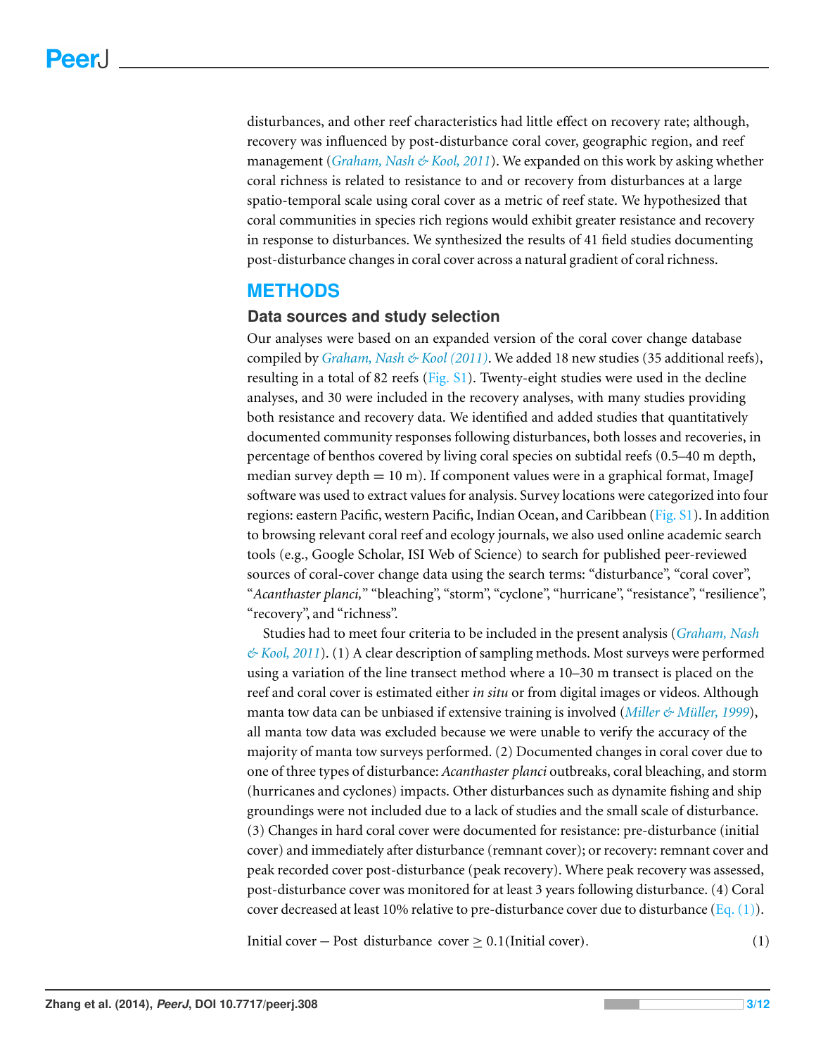disturbances, and other reef characteristics had little effect on recovery rate; although, recovery was influenced by post-disturbance coral cover, geographic region, and reef management (*Graham, Nash & Kool, 2011*). We expanded on this work by asking whether coral richness is related to resistance to and or recovery from disturbances at a large spatio-temporal scale using coral cover as a metric of reef state. We hypothesized that coral communities in species rich regions would exhibit greater resistance and recovery in response to disturbances. We synthesized the results of 41 field studies documenting post-disturbance changes in coral cover across a natural gradient of coral richness.

## METHODS

### Data sources and study selection

Our analyses were based on an expanded version of the coral cover change database compiled by *Graham, Nash & Kool (2011)*. We added 18 new studies (35 additional reefs), resulting in a total of 82 reefs (Fig. S1). Twenty-eight studies were used in the decline analyses, and 30 were included in the recovery analyses, with many studies providing both resistance and recovery data. We identified and added studies that quantitatively documented community responses following disturbances, both losses and recoveries, in percentage of benthos covered by living coral species on subtidal reefs (0.5–40 m depth, median survey depth = 10 m). If component values were in a graphical format, ImageJ software was used to extract values for analysis. Survey locations were categorized into four regions: eastern Pacific, western Pacific, Indian Ocean, and Caribbean (Fig. S1). In addition to browsing relevant coral reef and ecology journals, we also used online academic search tools (e.g., Google Scholar, ISI Web of Science) to search for published peer-reviewed sources of coral-cover change data using the search terms: "disturbance", "coral cover", "*Acanthaster planci,*" "bleaching", "storm", "cyclone", "hurricane", "resistance", "resilience", "recovery", and "richness".

Studies had to meet four criteria to be included in the present analysis (*Graham, Nash & Kool, 2011*). (1) A clear description of sampling methods. Most surveys were performed using a variation of the line transect method where a 10–30 m transect is placed on the reef and coral cover is estimated either *in situ* or from digital images or videos. Although manta tow data can be unbiased if extensive training is involved (*Miller & Müller, 1999*), all manta tow data was excluded because we were unable to verify the accuracy of the majority of manta tow surveys performed. (2) Documented changes in coral cover due to one of three types of disturbance: *Acanthaster planci* outbreaks, coral bleaching, and storm (hurricanes and cyclones) impacts. Other disturbances such as dynamite fishing and ship groundings were not included due to a lack of studies and the small scale of disturbance. (3) Changes in hard coral cover were documented for resistance: pre-disturbance (initial cover) and immediately after disturbance (remnant cover); or recovery: remnant cover and peak recorded cover post-disturbance (peak recovery). Where peak recovery was assessed, post-disturbance cover was monitored for at least 3 years following disturbance. (4) Coral cover decreased at least 10% relative to pre-disturbance cover due to disturbance (Eq. (1)).

$$\text{Initial cover} - \text{Post disturbance cover} \geq 0.1(\text{Initial cover}). \qquad (1)$$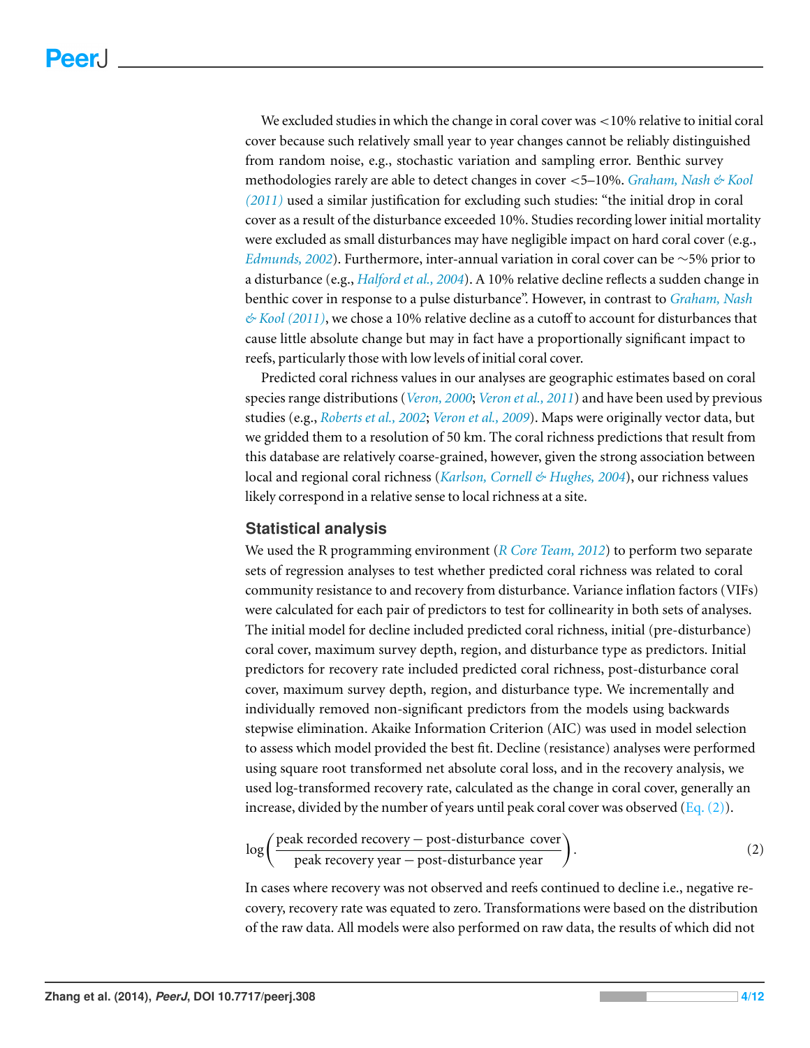We excluded studies in which the change in coral cover was <10% relative to initial coral cover because such relatively small year to year changes cannot be reliably distinguished from random noise, e.g., stochastic variation and sampling error. Benthic survey methodologies rarely are able to detect changes in cover <5–10%. *Graham, Nash & Kool (2011)* used a similar justification for excluding such studies: "the initial drop in coral cover as a result of the disturbance exceeded 10%. Studies recording lower initial mortality were excluded as small disturbances may have negligible impact on hard coral cover (e.g., *Edmunds, 2002*). Furthermore, inter-annual variation in coral cover can be ∼5% prior to a disturbance (e.g., *Halford et al., 2004*). A 10% relative decline reflects a sudden change in benthic cover in response to a pulse disturbance". However, in contrast to *Graham, Nash & Kool (2011)*, we chose a 10% relative decline as a cutoff to account for disturbances that cause little absolute change but may in fact have a proportionally significant impact to reefs, particularly those with low levels of initial coral cover.

Predicted coral richness values in our analyses are geographic estimates based on coral species range distributions (*Veron, 2000*; *Veron et al., 2011*) and have been used by previous studies (e.g., *Roberts et al., 2002*; *Veron et al., 2009*). Maps were originally vector data, but we gridded them to a resolution of 50 km. The coral richness predictions that result from this database are relatively coarse-grained, however, given the strong association between local and regional coral richness (*Karlson, Cornell & Hughes, 2004*), our richness values likely correspond in a relative sense to local richness at a site.

## Statistical analysis

We used the R programming environment (*R Core Team, 2012*) to perform two separate sets of regression analyses to test whether predicted coral richness was related to coral community resistance to and recovery from disturbance. Variance inflation factors (VIFs) were calculated for each pair of predictors to test for collinearity in both sets of analyses. The initial model for decline included predicted coral richness, initial (pre-disturbance) coral cover, maximum survey depth, region, and disturbance type as predictors. Initial predictors for recovery rate included predicted coral richness, post-disturbance coral cover, maximum survey depth, region, and disturbance type. We incrementally and individually removed non-significant predictors from the models using backwards stepwise elimination. Akaike Information Criterion (AIC) was used in model selection to assess which model provided the best fit. Decline (resistance) analyses were performed using square root transformed net absolute coral loss, and in the recovery analysis, we used log-transformed recovery rate, calculated as the change in coral cover, generally an increase, divided by the number of years until peak coral cover was observed (Eq. (2)).

$$\log\left(\frac{\text{peak recorded recovery} - \text{post-disturbance cover}}{\text{peak recovery year} - \text{post-disturbance year}}\right). \tag{2}$$

In cases where recovery was not observed and reefs continued to decline i.e., negative recovery, recovery rate was equated to zero. Transformations were based on the distribution of the raw data. All models were also performed on raw data, the results of which did not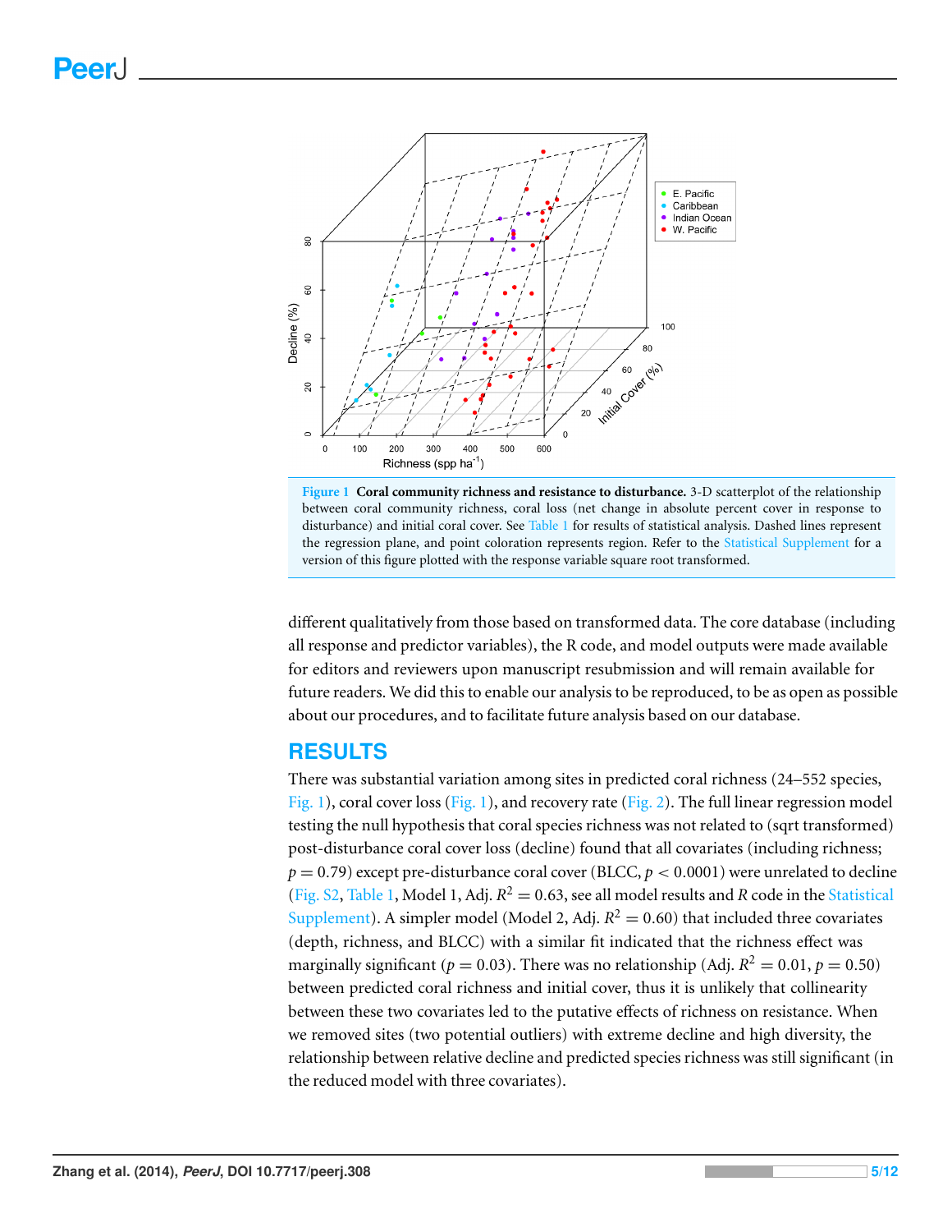**Figure 1 Coral community richness and resistance to disturbance.** 3-D scatterplot of the relationship between coral community richness, coral loss (net change in absolute percent cover in response to disturbance) and initial coral cover. See Table 1 for results of statistical analysis. Dashed lines represent the regression plane, and point coloration represents region. Refer to the Statistical Supplement for a version of this figure plotted with the response variable square root transformed.

different qualitatively from those based on transformed data. The core database (including all response and predictor variables), the R code, and model outputs were made available for editors and reviewers upon manuscript resubmission and will remain available for future readers. We did this to enable our analysis to be reproduced, to be as open as possible about our procedures, and to facilitate future analysis based on our database.

## RESULTS

There was substantial variation among sites in predicted coral richness (24–552 species, Fig. 1), coral cover loss (Fig. 1), and recovery rate (Fig. 2). The full linear regression model testing the null hypothesis that coral species richness was not related to (sqrt transformed) post-disturbance coral cover loss (decline) found that all covariates (including richness; $p = 0.79$) except pre-disturbance coral cover (BLCC, $p < 0.0001$) were unrelated to decline (Fig. S2, Table 1, Model 1, Adj. $R^2 = 0.63$, see all model results and *R* code in the Statistical Supplement). A simpler model (Model 2, Adj. $R^2 = 0.60$) that included three covariates (depth, richness, and BLCC) with a similar fit indicated that the richness effect was marginally significant ($p = 0.03$). There was no relationship (Adj. $R^2 = 0.01$, $p = 0.50$) between predicted coral richness and initial cover, thus it is unlikely that collinearity between these two covariates led to the putative effects of richness on resistance. When we removed sites (two potential outliers) with extreme decline and high diversity, the relationship between relative decline and predicted species richness was still significant (in the reduced model with three covariates).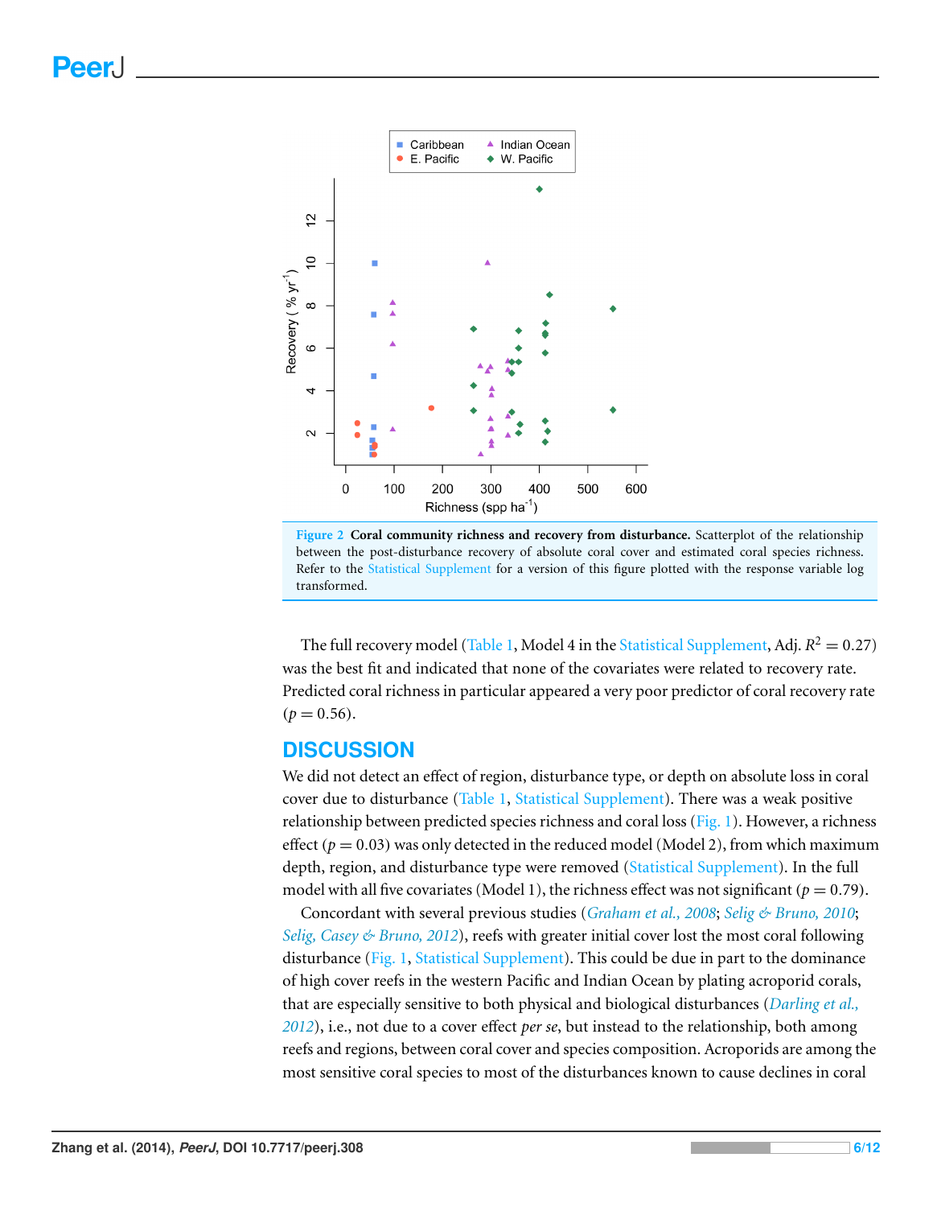**Figure 2 Coral community richness and recovery from disturbance.** Scatterplot of the relationship between the post-disturbance recovery of absolute coral cover and estimated coral species richness. Refer to the Statistical Supplement for a version of this figure plotted with the response variable log transformed.

The full recovery model (Table 1, Model 4 in the Statistical Supplement, Adj. $R^2 = 0.27$) was the best fit and indicated that none of the covariates were related to recovery rate. Predicted coral richness in particular appeared a very poor predictor of coral recovery rate ($p = 0.56$).

## DISCUSSION

We did not detect an effect of region, disturbance type, or depth on absolute loss in coral cover due to disturbance (Table 1, Statistical Supplement). There was a weak positive relationship between predicted species richness and coral loss (Fig. 1). However, a richness effect ($p = 0.03$) was only detected in the reduced model (Model 2), from which maximum depth, region, and disturbance type were removed (Statistical Supplement). In the full model with all five covariates (Model 1), the richness effect was not significant ($p = 0.79$).

Concordant with several previous studies (*Graham et al., 2008*; *Selig & Bruno, 2010*; *Selig, Casey & Bruno, 2012*), reefs with greater initial cover lost the most coral following disturbance (Fig. 1, Statistical Supplement). This could be due in part to the dominance of high cover reefs in the western Pacific and Indian Ocean by plating acroporid corals, that are especially sensitive to both physical and biological disturbances (*Darling et al., 2012*), i.e., not due to a cover effect *per se*, but instead to the relationship, both among reefs and regions, between coral cover and species composition. Acroporids are among the most sensitive coral species to most of the disturbances known to cause declines in coral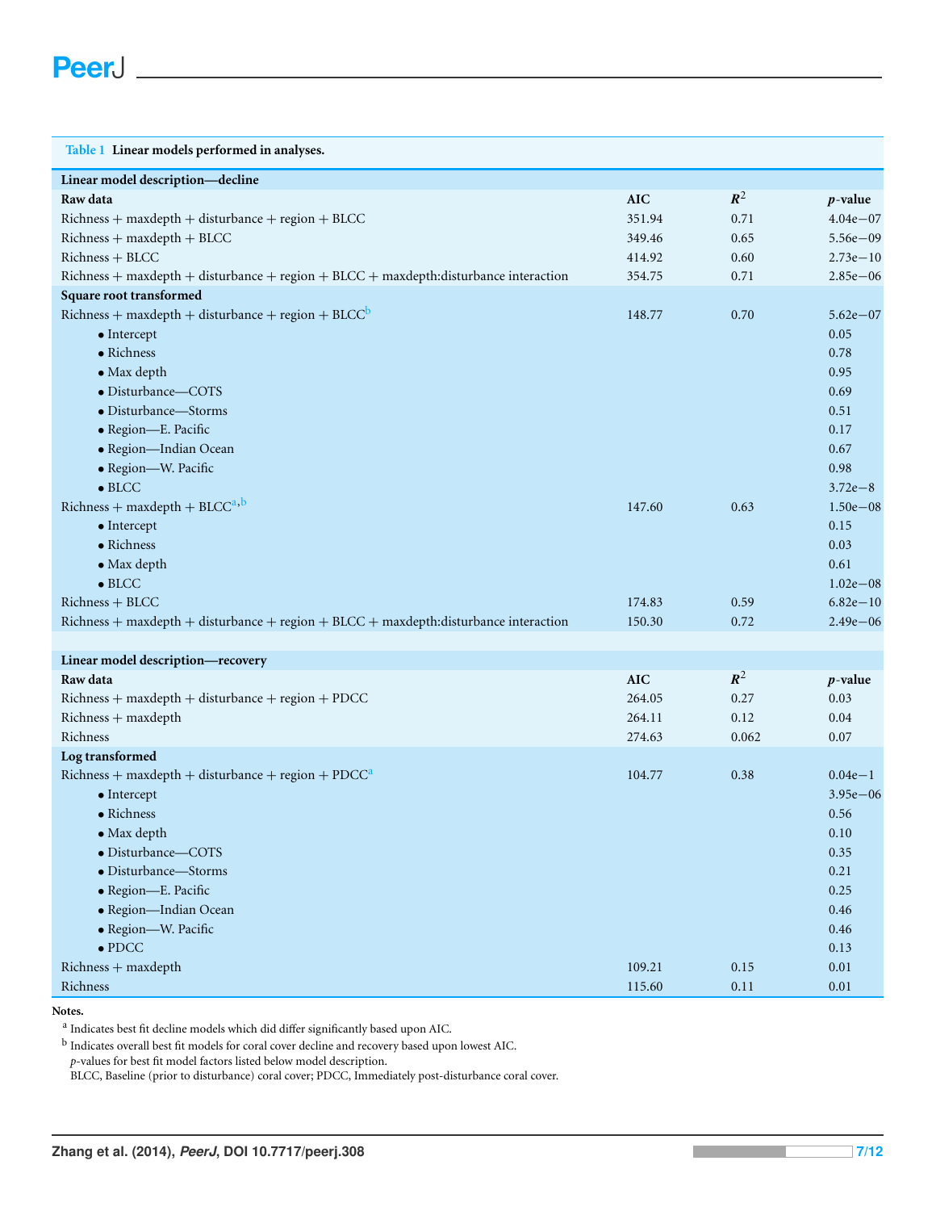**Table 1** **Linear models performed in analyses.**

| Linear model description—decline | | | |
|---|---|---|---|
| **Raw data** | **AIC** | $R^2$ | ***p*-value** |
| Richness + maxdepth + disturbance + region + BLCC | 351.94 | 0.71 | 4.04e−07 |
| Richness + maxdepth + BLCC | 349.46 | 0.65 | 5.56e−09 |
| Richness + BLCC | 414.92 | 0.60 | 2.73e−10 |
| Richness + maxdepth + disturbance + region + BLCC + maxdepth:disturbance interaction | 354.75 | 0.71 | 2.85e−06 |
| **Square root transformed** | | | |
| Richness + maxdepth + disturbance + region + BLCC[b] | 148.77 | 0.70 | 5.62e−07 |
| • Intercept | | | 0.05 |
| • Richness | | | 0.78 |
| • Max depth | | | 0.95 |
| • Disturbance—COTS | | | 0.69 |
| • Disturbance—Storms | | | 0.51 |
| • Region—E. Pacific | | | 0.17 |
| • Region—Indian Ocean | | | 0.67 |
| • Region—W. Pacific | | | 0.98 |
| • BLCC | | | 3.72e−8 |
| Richness + maxdepth + BLCC[a,b] | 147.60 | 0.63 | 1.50e−08 |
| • Intercept | | | 0.15 |
| • Richness | | | 0.03 |
| • Max depth | | | 0.61 |
| • BLCC | | | 1.02e−08 |
| Richness + BLCC | 174.83 | 0.59 | 6.82e−10 |
| Richness + maxdepth + disturbance + region + BLCC + maxdepth:disturbance interaction | 150.30 | 0.72 | 2.49e−06 |
| | | | |
| **Linear model description—recovery** | | | |
| **Raw data** | **AIC** | $R^2$ | ***p*-value** |
| Richness + maxdepth + disturbance + region + PDCC | 264.05 | 0.27 | 0.03 |
| Richness + maxdepth | 264.11 | 0.12 | 0.04 |
| Richness | 274.63 | 0.062 | 0.07 |
| **Log transformed** | | | |
| Richness + maxdepth + disturbance + region + PDCC[a] | 104.77 | 0.38 | 0.04e−1 |
| • Intercept | | | 3.95e−06 |
| • Richness | | | 0.56 |
| • Max depth | | | 0.10 |
| • Disturbance—COTS | | | 0.35 |
| • Disturbance—Storms | | | 0.21 |
| • Region—E. Pacific | | | 0.25 |
| • Region—Indian Ocean | | | 0.46 |
| • Region—W. Pacific | | | 0.46 |
| • PDCC | | | 0.13 |
| Richness + maxdepth | 109.21 | 0.15 | 0.01 |
| Richness | 115.60 | 0.11 | 0.01 |

**Notes.**

[a] Indicates best fit decline models which did differ significantly based upon AIC.

[b] Indicates overall best fit models for coral cover decline and recovery based upon lowest AIC.

*p*-values for best fit model factors listed below model description.

BLCC, Baseline (prior to disturbance) coral cover; PDCC, Immediately post-disturbance coral cover.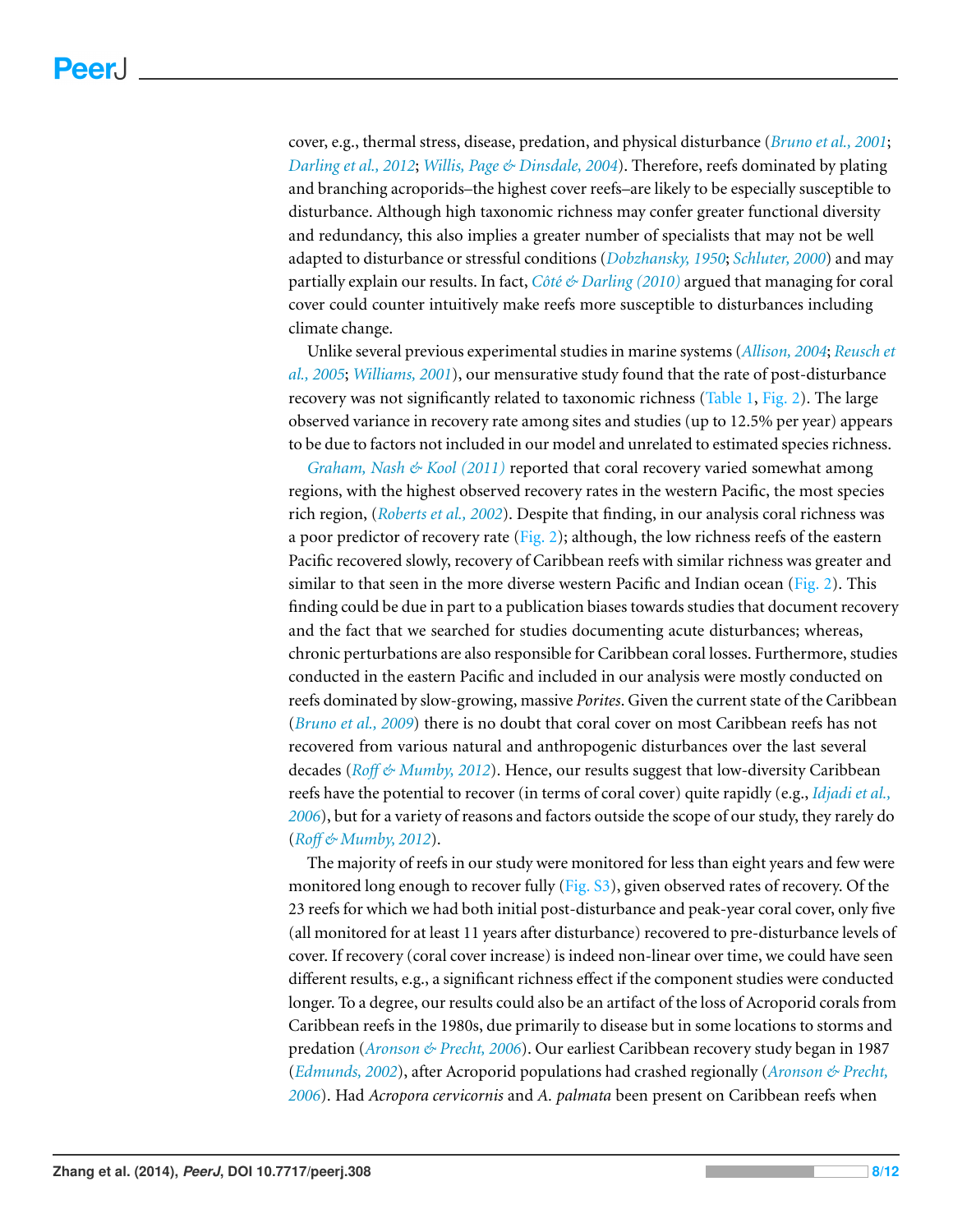cover, e.g., thermal stress, disease, predation, and physical disturbance (*Bruno et al., 2001*; *Darling et al., 2012*; *Willis, Page & Dinsdale, 2004*). Therefore, reefs dominated by plating and branching acroporids–the highest cover reefs–are likely to be especially susceptible to disturbance. Although high taxonomic richness may confer greater functional diversity and redundancy, this also implies a greater number of specialists that may not be well adapted to disturbance or stressful conditions (*Dobzhansky, 1950*; *Schluter, 2000*) and may partially explain our results. In fact, *Côté & Darling (2010)* argued that managing for coral cover could counter intuitively make reefs more susceptible to disturbances including climate change.

Unlike several previous experimental studies in marine systems (*Allison, 2004*; *Reusch et al., 2005*; *Williams, 2001*), our mensurative study found that the rate of post-disturbance recovery was not significantly related to taxonomic richness (Table 1, Fig. 2). The large observed variance in recovery rate among sites and studies (up to 12.5% per year) appears to be due to factors not included in our model and unrelated to estimated species richness.

*Graham, Nash & Kool (2011)* reported that coral recovery varied somewhat among regions, with the highest observed recovery rates in the western Pacific, the most species rich region, (*Roberts et al., 2002*). Despite that finding, in our analysis coral richness was a poor predictor of recovery rate (Fig. 2); although, the low richness reefs of the eastern Pacific recovered slowly, recovery of Caribbean reefs with similar richness was greater and similar to that seen in the more diverse western Pacific and Indian ocean (Fig. 2). This finding could be due in part to a publication biases towards studies that document recovery and the fact that we searched for studies documenting acute disturbances; whereas, chronic perturbations are also responsible for Caribbean coral losses. Furthermore, studies conducted in the eastern Pacific and included in our analysis were mostly conducted on reefs dominated by slow-growing, massive *Porites*. Given the current state of the Caribbean (*Bruno et al., 2009*) there is no doubt that coral cover on most Caribbean reefs has not recovered from various natural and anthropogenic disturbances over the last several decades (*Roff & Mumby, 2012*). Hence, our results suggest that low-diversity Caribbean reefs have the potential to recover (in terms of coral cover) quite rapidly (e.g., *Idjadi et al., 2006*), but for a variety of reasons and factors outside the scope of our study, they rarely do (*Roff & Mumby, 2012*).

The majority of reefs in our study were monitored for less than eight years and few were monitored long enough to recover fully (Fig. S3), given observed rates of recovery. Of the 23 reefs for which we had both initial post-disturbance and peak-year coral cover, only five (all monitored for at least 11 years after disturbance) recovered to pre-disturbance levels of cover. If recovery (coral cover increase) is indeed non-linear over time, we could have seen different results, e.g., a significant richness effect if the component studies were conducted longer. To a degree, our results could also be an artifact of the loss of Acroporid corals from Caribbean reefs in the 1980s, due primarily to disease but in some locations to storms and predation (*Aronson & Precht, 2006*). Our earliest Caribbean recovery study began in 1987 (*Edmunds, 2002*), after Acroporid populations had crashed regionally (*Aronson & Precht, 2006*). Had *Acropora cervicornis* and *A. palmata* been present on Caribbean reefs when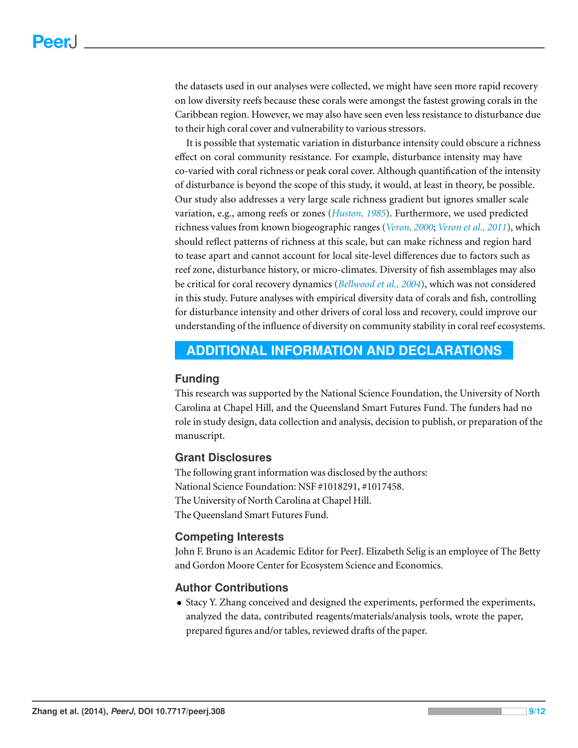the datasets used in our analyses were collected, we might have seen more rapid recovery on low diversity reefs because these corals were amongst the fastest growing corals in the Caribbean region. However, we may also have seen even less resistance to disturbance due to their high coral cover and vulnerability to various stressors.

It is possible that systematic variation in disturbance intensity could obscure a richness effect on coral community resistance. For example, disturbance intensity may have co-varied with coral richness or peak coral cover. Although quantification of the intensity of disturbance is beyond the scope of this study, it would, at least in theory, be possible. Our study also addresses a very large scale richness gradient but ignores smaller scale variation, e.g., among reefs or zones (*Huston, 1985*). Furthermore, we used predicted richness values from known biogeographic ranges (*Veron, 2000*; *Veron et al., 2011*), which should reflect patterns of richness at this scale, but can make richness and region hard to tease apart and cannot account for local site-level differences due to factors such as reef zone, disturbance history, or micro-climates. Diversity of fish assemblages may also be critical for coral recovery dynamics (*Bellwood et al., 2004*), which was not considered in this study. Future analyses with empirical diversity data of corals and fish, controlling for disturbance intensity and other drivers of coral loss and recovery, could improve our understanding of the influence of diversity on community stability in coral reef ecosystems.

## ADDITIONAL INFORMATION AND DECLARATIONS

### Funding

This research was supported by the National Science Foundation, the University of North Carolina at Chapel Hill, and the Queensland Smart Futures Fund. The funders had no role in study design, data collection and analysis, decision to publish, or preparation of the manuscript.

### Grant Disclosures

The following grant information was disclosed by the authors:
National Science Foundation: NSF #1018291, #1017458.
The University of North Carolina at Chapel Hill.
The Queensland Smart Futures Fund.

### Competing Interests

John F. Bruno is an Academic Editor for PeerJ. Elizabeth Selig is an employee of The Betty and Gordon Moore Center for Ecosystem Science and Economics.

### Author Contributions

- Stacy Y. Zhang conceived and designed the experiments, performed the experiments, analyzed the data, contributed reagents/materials/analysis tools, wrote the paper, prepared figures and/or tables, reviewed drafts of the paper.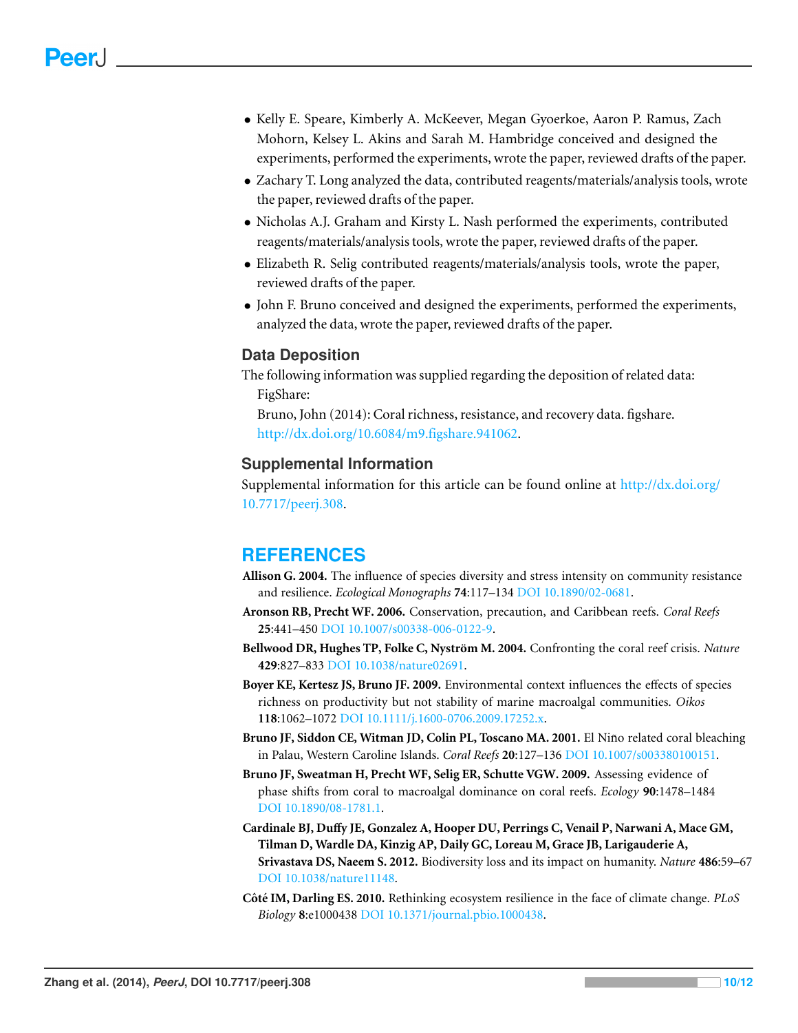- Kelly E. Speare, Kimberly A. McKeever, Megan Gyoerkoe, Aaron P. Ramus, Zach Mohorn, Kelsey L. Akins and Sarah M. Hambridge conceived and designed the experiments, performed the experiments, wrote the paper, reviewed drafts of the paper.
- Zachary T. Long analyzed the data, contributed reagents/materials/analysis tools, wrote the paper, reviewed drafts of the paper.
- Nicholas A.J. Graham and Kirsty L. Nash performed the experiments, contributed reagents/materials/analysis tools, wrote the paper, reviewed drafts of the paper.
- Elizabeth R. Selig contributed reagents/materials/analysis tools, wrote the paper, reviewed drafts of the paper.
- John F. Bruno conceived and designed the experiments, performed the experiments, analyzed the data, wrote the paper, reviewed drafts of the paper.

### Data Deposition

The following information was supplied regarding the deposition of related data:

FigShare:

Bruno, John (2014): Coral richness, resistance, and recovery data. figshare. http://dx.doi.org/10.6084/m9.figshare.941062.

### Supplemental Information

Supplemental information for this article can be found online at http://dx.doi.org/10.7717/peerj.308.

## REFERENCES

**Allison G. 2004.** The influence of species diversity and stress intensity on community resistance and resilience. *Ecological Monographs* **74**:117–134 DOI 10.1890/02-0681.

**Aronson RB, Precht WF. 2006.** Conservation, precaution, and Caribbean reefs. *Coral Reefs* **25**:441–450 DOI 10.1007/s00338-006-0122-9.

**Bellwood DR, Hughes TP, Folke C, Nyström M. 2004.** Confronting the coral reef crisis. *Nature* **429**:827–833 DOI 10.1038/nature02691.

**Boyer KE, Kertesz JS, Bruno JF. 2009.** Environmental context influences the effects of species richness on productivity but not stability of marine macroalgal communities. *Oikos* **118**:1062–1072 DOI 10.1111/j.1600-0706.2009.17252.x.

**Bruno JF, Siddon CE, Witman JD, Colin PL, Toscano MA. 2001.** El Niño related coral bleaching in Palau, Western Caroline Islands. *Coral Reefs* **20**:127–136 DOI 10.1007/s003380100151.

**Bruno JF, Sweatman H, Precht WF, Selig ER, Schutte VGW. 2009.** Assessing evidence of phase shifts from coral to macroalgal dominance on coral reefs. *Ecology* **90**:1478–1484 DOI 10.1890/08-1781.1.

**Cardinale BJ, Duffy JE, Gonzalez A, Hooper DU, Perrings C, Venail P, Narwani A, Mace GM, Tilman D, Wardle DA, Kinzig AP, Daily GC, Loreau M, Grace JB, Larigauderie A, Srivastava DS, Naeem S. 2012.** Biodiversity loss and its impact on humanity. *Nature* **486**:59–67 DOI 10.1038/nature11148.

**Côté IM, Darling ES. 2010.** Rethinking ecosystem resilience in the face of climate change. *PLoS Biology* **8**:e1000438 DOI 10.1371/journal.pbio.1000438.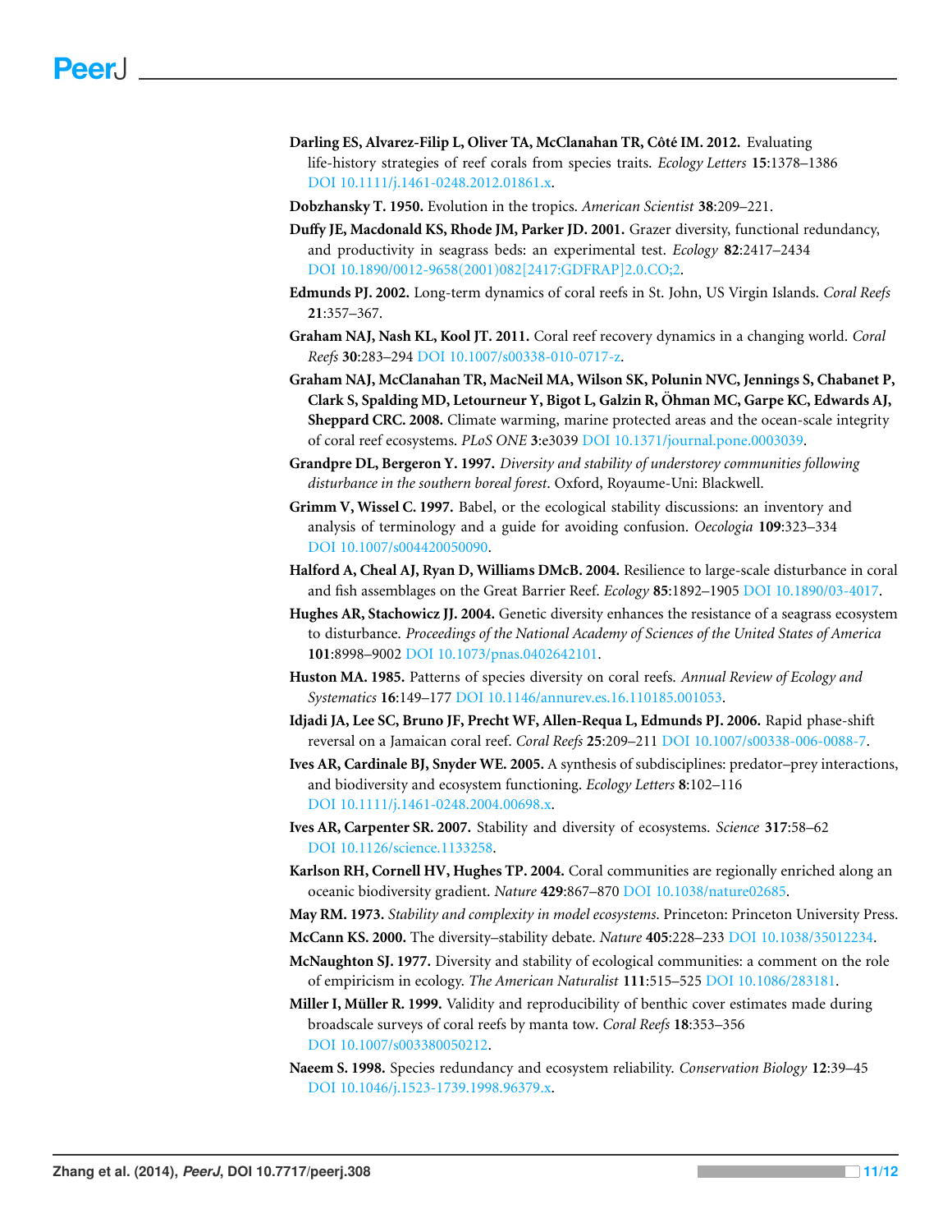**Darling ES, Alvarez-Filip L, Oliver TA, McClanahan TR, Côté IM. 2012.** Evaluating life-history strategies of reef corals from species traits. *Ecology Letters* **15**:1378–1386 DOI 10.1111/j.1461-0248.2012.01861.x.

**Dobzhansky T. 1950.** Evolution in the tropics. *American Scientist* **38**:209–221.

**Duffy JE, Macdonald KS, Rhode JM, Parker JD. 2001.** Grazer diversity, functional redundancy, and productivity in seagrass beds: an experimental test. *Ecology* **82**:2417–2434 DOI 10.1890/0012-9658(2001)082[2417:GDFRAP]2.0.CO;2.

**Edmunds PJ. 2002.** Long-term dynamics of coral reefs in St. John, US Virgin Islands. *Coral Reefs* **21**:357–367.

**Graham NAJ, Nash KL, Kool JT. 2011.** Coral reef recovery dynamics in a changing world. *Coral Reefs* **30**:283–294 DOI 10.1007/s00338-010-0717-z.

**Graham NAJ, McClanahan TR, MacNeil MA, Wilson SK, Polunin NVC, Jennings S, Chabanet P, Clark S, Spalding MD, Letourneur Y, Bigot L, Galzin R, Öhman MC, Garpe KC, Edwards AJ, Sheppard CRC. 2008.** Climate warming, marine protected areas and the ocean-scale integrity of coral reef ecosystems. *PLoS ONE* **3**:e3039 DOI 10.1371/journal.pone.0003039.

**Grandpre DL, Bergeron Y. 1997.** *Diversity and stability of understorey communities following disturbance in the southern boreal forest*. Oxford, Royaume-Uni: Blackwell.

**Grimm V, Wissel C. 1997.** Babel, or the ecological stability discussions: an inventory and analysis of terminology and a guide for avoiding confusion. *Oecologia* **109**:323–334 DOI 10.1007/s004420050090.

**Halford A, Cheal AJ, Ryan D, Williams DMcB. 2004.** Resilience to large-scale disturbance in coral and fish assemblages on the Great Barrier Reef. *Ecology* **85**:1892–1905 DOI 10.1890/03-4017.

**Hughes AR, Stachowicz JJ. 2004.** Genetic diversity enhances the resistance of a seagrass ecosystem to disturbance. *Proceedings of the National Academy of Sciences of the United States of America* **101**:8998–9002 DOI 10.1073/pnas.0402642101.

**Huston MA. 1985.** Patterns of species diversity on coral reefs. *Annual Review of Ecology and Systematics* **16**:149–177 DOI 10.1146/annurev.es.16.110185.001053.

**Idjadi JA, Lee SC, Bruno JF, Precht WF, Allen-Requa L, Edmunds PJ. 2006.** Rapid phase-shift reversal on a Jamaican coral reef. *Coral Reefs* **25**:209–211 DOI 10.1007/s00338-006-0088-7.

**Ives AR, Cardinale BJ, Snyder WE. 2005.** A synthesis of subdisciplines: predator–prey interactions, and biodiversity and ecosystem functioning. *Ecology Letters* **8**:102–116 DOI 10.1111/j.1461-0248.2004.00698.x.

**Ives AR, Carpenter SR. 2007.** Stability and diversity of ecosystems. *Science* **317**:58–62 DOI 10.1126/science.1133258.

**Karlson RH, Cornell HV, Hughes TP. 2004.** Coral communities are regionally enriched along an oceanic biodiversity gradient. *Nature* **429**:867–870 DOI 10.1038/nature02685.

**May RM. 1973.** *Stability and complexity in model ecosystems*. Princeton: Princeton University Press.

**McCann KS. 2000.** The diversity–stability debate. *Nature* **405**:228–233 DOI 10.1038/35012234.

**McNaughton SJ. 1977.** Diversity and stability of ecological communities: a comment on the role of empiricism in ecology. *The American Naturalist* **111**:515–525 DOI 10.1086/283181.

**Miller I, Müller R. 1999.** Validity and reproducibility of benthic cover estimates made during broadscale surveys of coral reefs by manta tow. *Coral Reefs* **18**:353–356 DOI 10.1007/s003380050212.

**Naeem S. 1998.** Species redundancy and ecosystem reliability. *Conservation Biology* **12**:39–45 DOI 10.1046/j.1523-1739.1998.96379.x.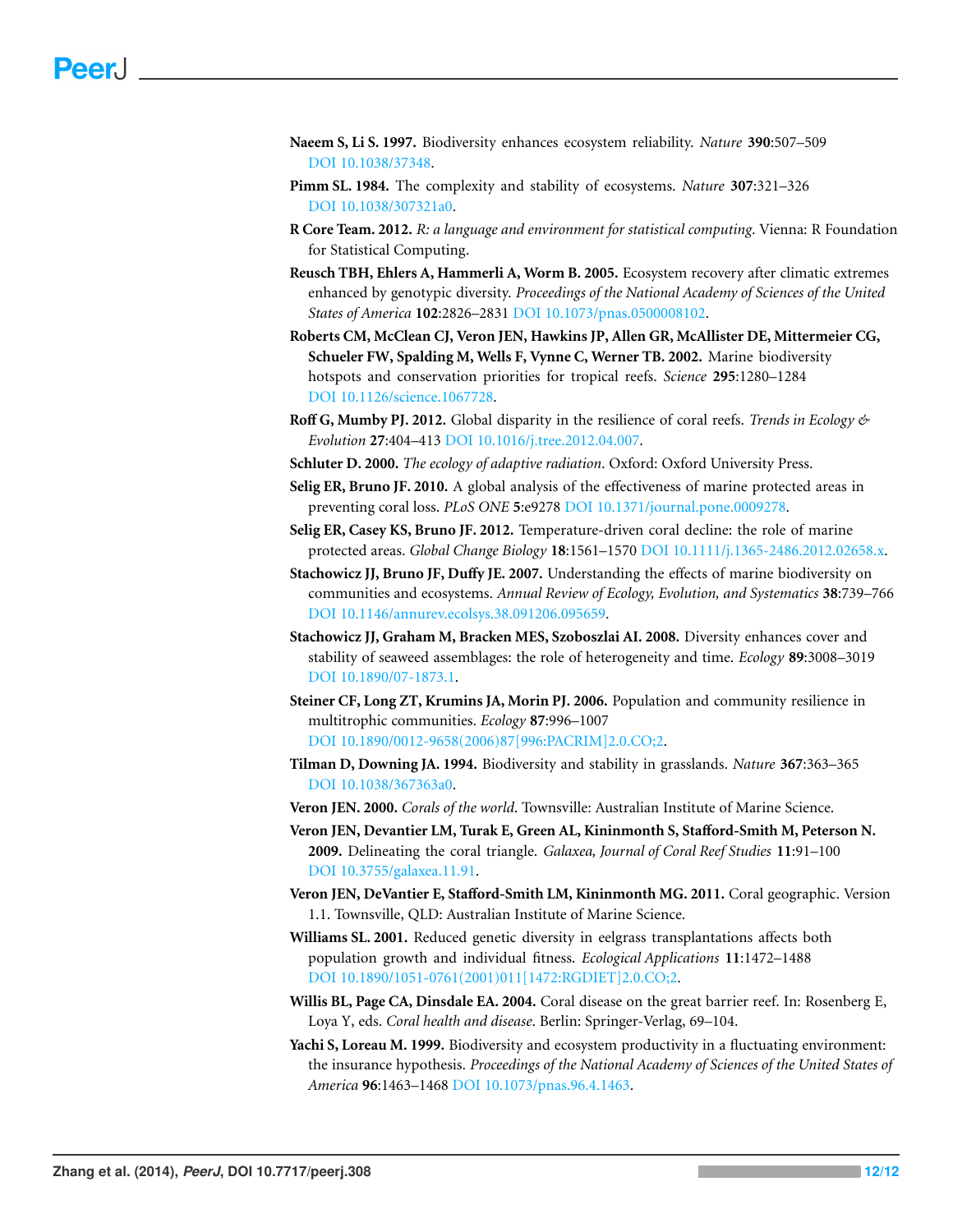**Naeem S, Li S. 1997.** Biodiversity enhances ecosystem reliability. *Nature* **390**:507–509 DOI 10.1038/37348.

**Pimm SL. 1984.** The complexity and stability of ecosystems. *Nature* **307**:321–326 DOI 10.1038/307321a0.

**R Core Team. 2012.** *R: a language and environment for statistical computing*. Vienna: R Foundation for Statistical Computing.

**Reusch TBH, Ehlers A, Hammerli A, Worm B. 2005.** Ecosystem recovery after climatic extremes enhanced by genotypic diversity. *Proceedings of the National Academy of Sciences of the United States of America* **102**:2826–2831 DOI 10.1073/pnas.0500008102.

**Roberts CM, McClean CJ, Veron JEN, Hawkins JP, Allen GR, McAllister DE, Mittermeier CG, Schueler FW, Spalding M, Wells F, Vynne C, Werner TB. 2002.** Marine biodiversity hotspots and conservation priorities for tropical reefs. *Science* **295**:1280–1284 DOI 10.1126/science.1067728.

**Roff G, Mumby PJ. 2012.** Global disparity in the resilience of coral reefs. *Trends in Ecology & Evolution* **27**:404–413 DOI 10.1016/j.tree.2012.04.007.

**Schluter D. 2000.** *The ecology of adaptive radiation*. Oxford: Oxford University Press.

**Selig ER, Bruno JF. 2010.** A global analysis of the effectiveness of marine protected areas in preventing coral loss. *PLoS ONE* **5**:e9278 DOI 10.1371/journal.pone.0009278.

**Selig ER, Casey KS, Bruno JF. 2012.** Temperature-driven coral decline: the role of marine protected areas. *Global Change Biology* **18**:1561–1570 DOI 10.1111/j.1365-2486.2012.02658.x.

**Stachowicz JJ, Bruno JF, Duffy JE. 2007.** Understanding the effects of marine biodiversity on communities and ecosystems. *Annual Review of Ecology, Evolution, and Systematics* **38**:739–766 DOI 10.1146/annurev.ecolsys.38.091206.095659.

**Stachowicz JJ, Graham M, Bracken MES, Szoboszlai AI. 2008.** Diversity enhances cover and stability of seaweed assemblages: the role of heterogeneity and time. *Ecology* **89**:3008–3019 DOI 10.1890/07-1873.1.

**Steiner CF, Long ZT, Krumins JA, Morin PJ. 2006.** Population and community resilience in multitrophic communities. *Ecology* **87**:996–1007 DOI 10.1890/0012-9658(2006)87[996:PACRIM]2.0.CO;2.

**Tilman D, Downing JA. 1994.** Biodiversity and stability in grasslands. *Nature* **367**:363–365 DOI 10.1038/367363a0.

**Veron JEN. 2000.** *Corals of the world*. Townsville: Australian Institute of Marine Science.

**Veron JEN, Devantier LM, Turak E, Green AL, Kininmonth S, Stafford-Smith M, Peterson N. 2009.** Delineating the coral triangle. *Galaxea, Journal of Coral Reef Studies* **11**:91–100 DOI 10.3755/galaxea.11.91.

**Veron JEN, DeVantier E, Stafford-Smith LM, Kininmonth MG. 2011.** Coral geographic. Version 1.1. Townsville, QLD: Australian Institute of Marine Science.

**Williams SL. 2001.** Reduced genetic diversity in eelgrass transplantations affects both population growth and individual fitness. *Ecological Applications* **11**:1472–1488 DOI 10.1890/1051-0761(2001)011[1472:RGDIET]2.0.CO;2.

**Willis BL, Page CA, Dinsdale EA. 2004.** Coral disease on the great barrier reef. In: Rosenberg E, Loya Y, eds. *Coral health and disease*. Berlin: Springer-Verlag, 69–104.

**Yachi S, Loreau M. 1999.** Biodiversity and ecosystem productivity in a fluctuating environment: the insurance hypothesis. *Proceedings of the National Academy of Sciences of the United States of America* **96**:1463–1468 DOI 10.1073/pnas.96.4.1463.